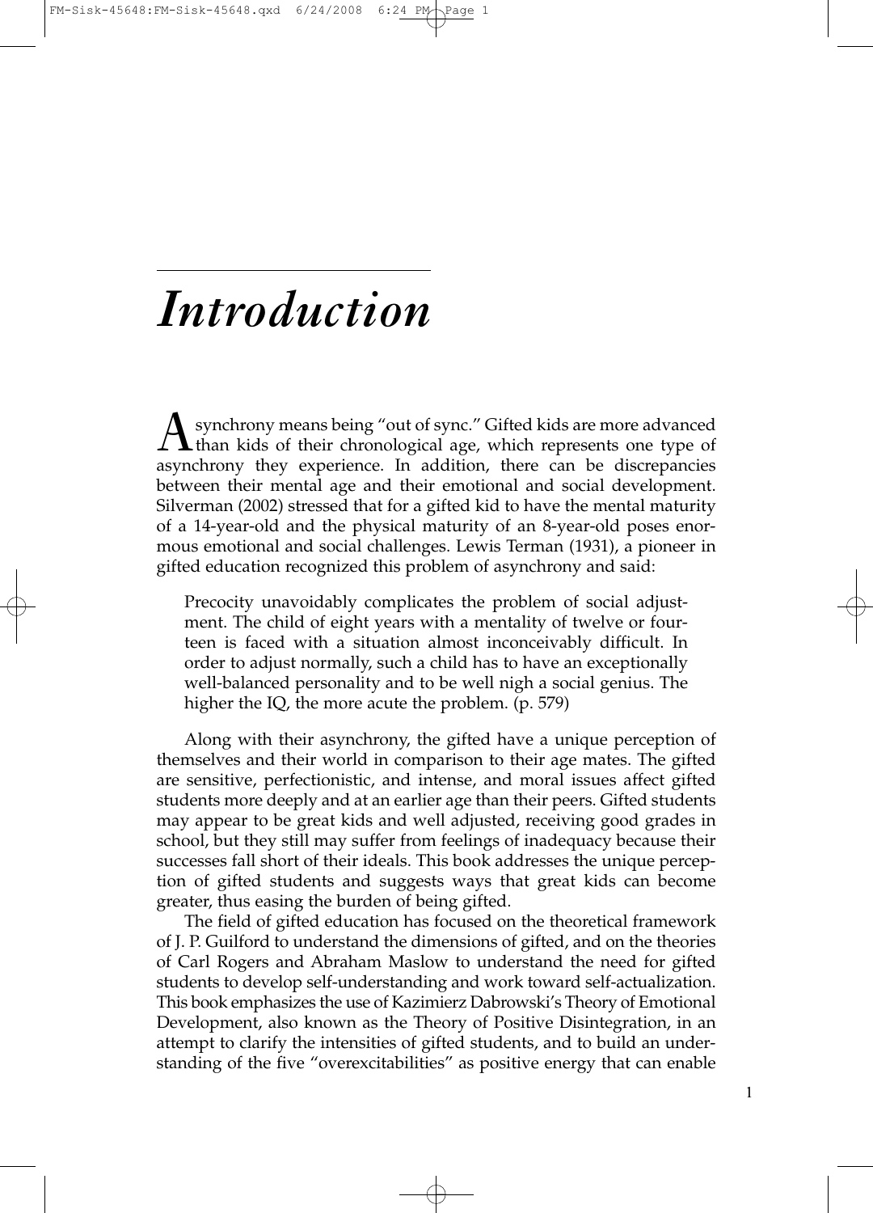# Introduction

Asynchrony means being "out of sync." Gifted kids are more advanced than kids of their chronological age, which represents one type of asynchrony they experience. In addition, there can be discrepancies between their mental age and their emotional and social development. Silverman (2002) stressed that for a gifted kid to have the mental maturity of a 14-year-old and the physical maturity of an 8-year-old poses enormous emotional and social challenges. Lewis Terman (1931), a pioneer in gifted education recognized this problem of asynchrony and said:

> Precocity unavoidably complicates the problem of social adjustment. The child of eight years with a mentality of twelve or fourteen is faced with a situation almost inconceivably difficult. In order to adjust normally, such a child has to have an exceptionally well-balanced personality and to be well nigh a social genius. The higher the IQ, the more acute the problem. (p. 579)

Along with their asynchrony, the gifted have a unique perception of themselves and their world in comparison to their age mates. The gifted are sensitive, perfectionistic, and intense, and moral issues affect gifted students more deeply and at an earlier age than their peers. Gifted students may appear to be great kids and well adjusted, receiving good grades in school, but they still may suffer from feelings of inadequacy because their successes fall short of their ideals. This book addresses the unique perception of gifted students and suggests ways that great kids can become greater, thus easing the burden of being gifted.

The field of gifted education has focused on the theoretical framework of J. P. Guilford to understand the dimensions of gifted, and on the theories of Carl Rogers and Abraham Maslow to understand the need for gifted students to develop self-understanding and work toward self-actualization. This book emphasizes the use of Kazimierz Dabrowski's Theory of Emotional Development, also known as the Theory of Positive Disintegration, in an attempt to clarify the intensities of gifted students, and to build an understanding of the five "overexcitabilities" as positive energy that can enable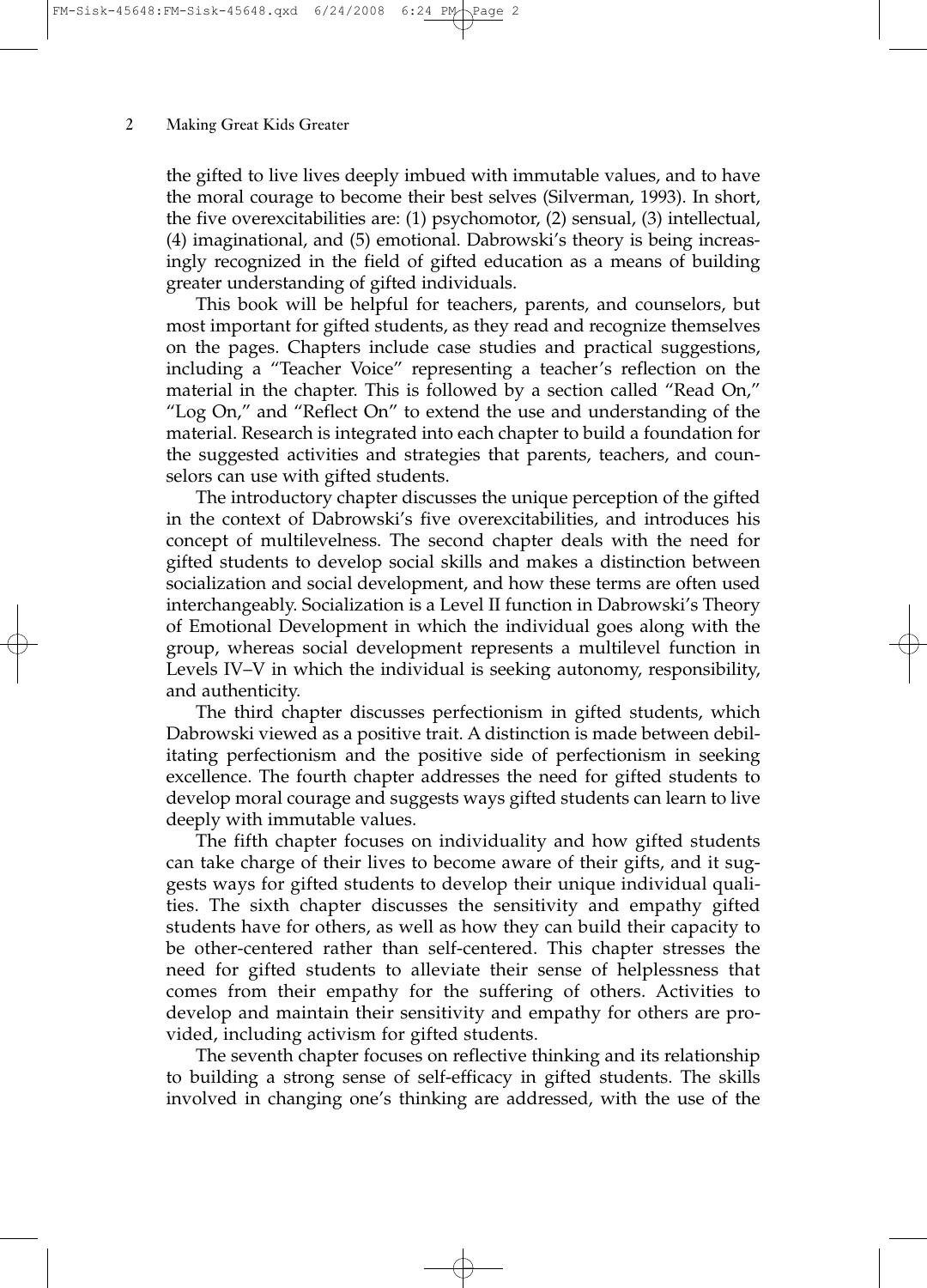the gifted to live lives deeply imbued with immutable values, and to have the moral courage to become their best selves (Silverman, 1993). In short, the five overexcitabilities are: (1) psychomotor, (2) sensual, (3) intellectual, (4) imaginational, and (5) emotional. Dabrowski's theory is being increasingly recognized in the field of gifted education as a means of building greater understanding of gifted individuals.

This book will be helpful for teachers, parents, and counselors, but most important for gifted students, as they read and recognize themselves on the pages. Chapters include case studies and practical suggestions, including a "Teacher Voice" representing a teacher's reflection on the material in the chapter. This is followed by a section called "Read On," "Log On," and "Reflect On" to extend the use and understanding of the material. Research is integrated into each chapter to build a foundation for the suggested activities and strategies that parents, teachers, and counselors can use with gifted students.

The introductory chapter discusses the unique perception of the gifted in the context of Dabrowski's five overexcitabilities, and introduces his concept of multilevelness. The second chapter deals with the need for gifted students to develop social skills and makes a distinction between socialization and social development, and how these terms are often used interchangeably. Socialization is a Level II function in Dabrowski's Theory of Emotional Development in which the individual goes along with the group, whereas social development represents a multilevel function in Levels IV–V in which the individual is seeking autonomy, responsibility, and authenticity.

The third chapter discusses perfectionism in gifted students, which Dabrowski viewed as a positive trait. A distinction is made between debilitating perfectionism and the positive side of perfectionism in seeking excellence. The fourth chapter addresses the need for gifted students to develop moral courage and suggests ways gifted students can learn to live deeply with immutable values.

The fifth chapter focuses on individuality and how gifted students can take charge of their lives to become aware of their gifts, and it suggests ways for gifted students to develop their unique individual qualities. The sixth chapter discusses the sensitivity and empathy gifted students have for others, as well as how they can build their capacity to be other-centered rather than self-centered. This chapter stresses the need for gifted students to alleviate their sense of helplessness that comes from their empathy for the suffering of others. Activities to develop and maintain their sensitivity and empathy for others are provided, including activism for gifted students.

The seventh chapter focuses on reflective thinking and its relationship to building a strong sense of self-efficacy in gifted students. The skills involved in changing one's thinking are addressed, with the use of the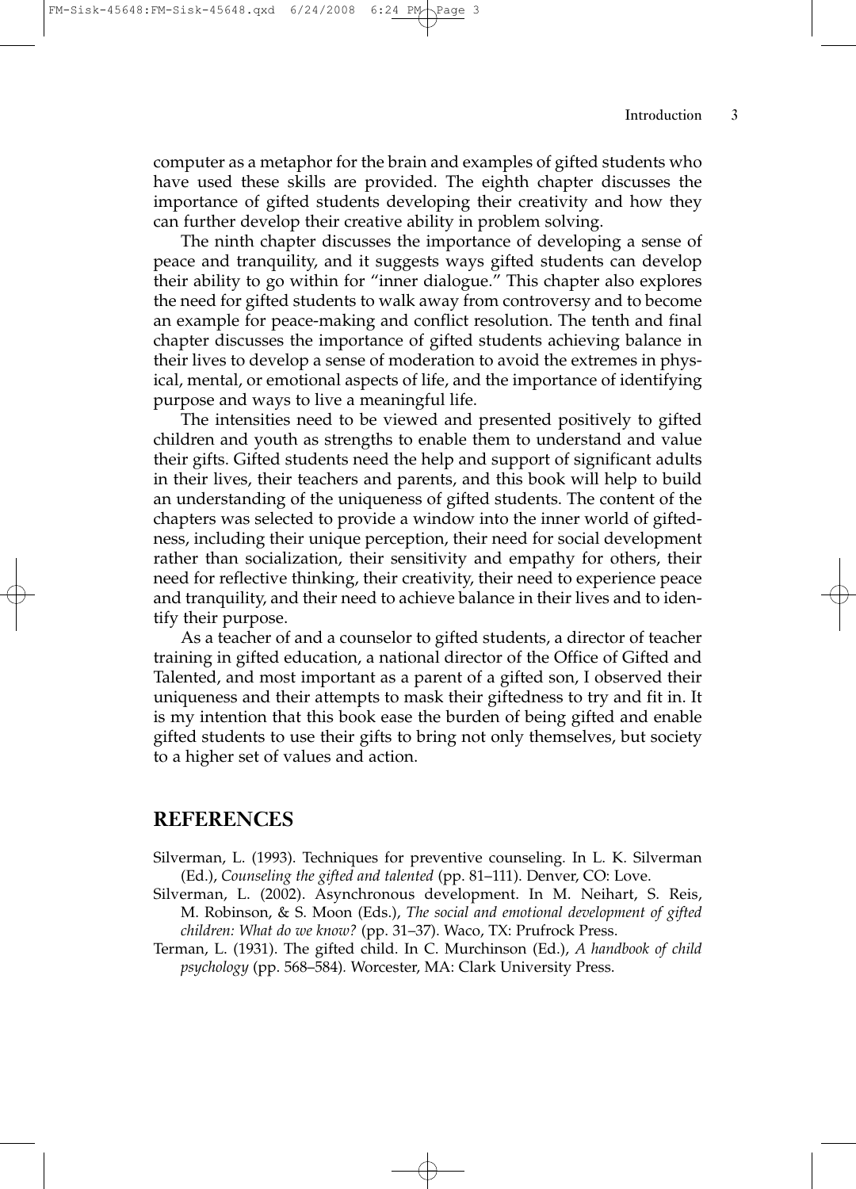computer as a metaphor for the brain and examples of gifted students who have used these skills are provided. The eighth chapter discusses the importance of gifted students developing their creativity and how they can further develop their creative ability in problem solving.

The ninth chapter discusses the importance of developing a sense of peace and tranquility, and it suggests ways gifted students can develop their ability to go within for "inner dialogue." This chapter also explores the need for gifted students to walk away from controversy and to become an example for peace-making and conflict resolution. The tenth and final chapter discusses the importance of gifted students achieving balance in their lives to develop a sense of moderation to avoid the extremes in physical, mental, or emotional aspects of life, and the importance of identifying purpose and ways to live a meaningful life.

The intensities need to be viewed and presented positively to gifted children and youth as strengths to enable them to understand and value their gifts. Gifted students need the help and support of significant adults in their lives, their teachers and parents, and this book will help to build an understanding of the uniqueness of gifted students. The content of the chapters was selected to provide a window into the inner world of giftedness, including their unique perception, their need for social development rather than socialization, their sensitivity and empathy for others, their need for reflective thinking, their creativity, their need to experience peace and tranquility, and their need to achieve balance in their lives and to identify their purpose.

As a teacher of and a counselor to gifted students, a director of teacher training in gifted education, a national director of the Office of Gifted and Talented, and most important as a parent of a gifted son, I observed their uniqueness and their attempts to mask their giftedness to try and fit in. It is my intention that this book ease the burden of being gifted and enable gifted students to use their gifts to bring not only themselves, but society to a higher set of values and action.

## REFERENCES

Silverman, L. (1993). Techniques for preventive counseling. In L. K. Silverman (Ed.), *Counseling the gifted and talented* (pp. 81–111). Denver, CO: Love.

Silverman, L. (2002). Asynchronous development. In M. Neihart, S. Reis, M. Robinson, & S. Moon (Eds.), *The social and emotional development of gifted children: What do we know?* (pp. 31–37). Waco, TX: Prufrock Press.

Terman, L. (1931). The gifted child. In C. Murchinson (Ed.), *A handbook of child psychology* (pp. 568–584). Worcester, MA: Clark University Press.